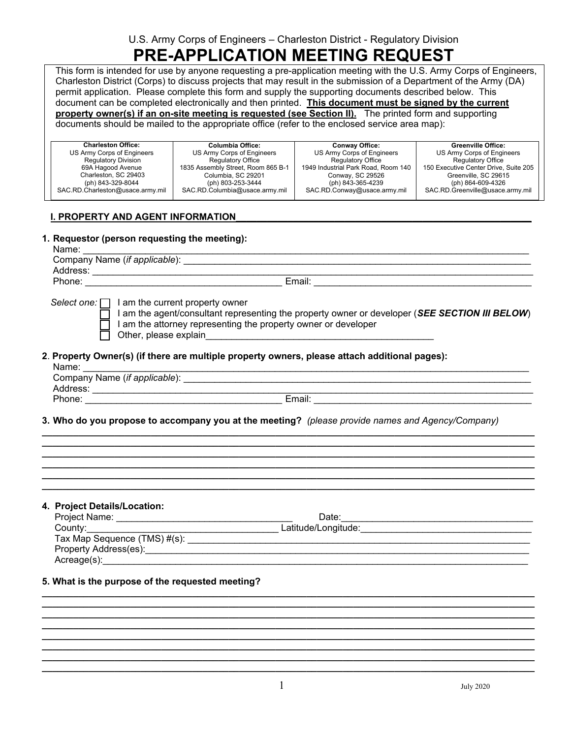U.S. Army Corps of Engineers – Charleston District - Regulatory Division

# PRE-APPLICATION MEETING REQUEST

This form is intended for use by anyone requesting a pre-application meeting with the U.S. Army Corps of Engineers, Charleston District (Corps) to discuss projects that may result in the submission of a Department of the Army (DA) permit application. Please complete this form and supply the supporting documents described below. This document can be completed electronically and then printed. **This document must be signed by the current property owner(s) if an on-site meeting is requested (see Section II).** The printed form and supporting documents should be mailed to the appropriate office (refer to the enclosed service area map):

| Charleston Office: | Columbia Office: | Conway Office: | Greenville Office: |
|---|---|---|---|
| US Army Corps of Engineers<br>Regulatory Division<br>69A Hagood Avenue<br>Charleston, SC 29403<br>(ph) 843-329-8044<br>SAC.RD.Charleston@usace.army.mil | US Army Corps of Engineers<br>Regulatory Office<br>1835 Assembly Street, Room 865 B-1<br>Columbia, SC 29201<br>(ph) 803-253-3444<br>SAC.RD.Columbia@usace.army.mil | US Army Corps of Engineers<br>Regulatory Office<br>1949 Industrial Park Road, Room 140<br>Conway, SC 29526<br>(ph) 843-365-4239<br>SAC.RD.Conway@usace.army.mil | US Army Corps of Engineers<br>Regulatory Office<br>150 Executive Center Drive, Suite 205<br>Greenville, SC 29615<br>(ph) 864-609-4326<br>SAC.RD.Greenville@usace.army.mil |

## I. PROPERTY AND AGENT INFORMATION

**1. Requestor (person requesting the meeting):**

Name: ______________________________

Company Name (*if applicable*): ______________________________

Address: ______________________________

Phone: ______________________________ Email: ______________________________

*Select one:*
- ☐ I am the current property owner
- ☐ I am the agent/consultant representing the property owner or developer (***SEE SECTION III BELOW***)
- ☐ I am the attorney representing the property owner or developer
- ☐ Other, please explain______________________________

**2. Property Owner(s) (if there are multiple property owners, please attach additional pages):**

Name: ______________________________

Company Name (*if applicable*): ______________________________

Address: ______________________________

Phone: ______________________________ Email: ______________________________

**3. Who do you propose to accompany you at the meeting?** *(please provide names and Agency/Company)*

______________________________

______________________________

______________________________

______________________________

______________________________

______________________________

**4. Project Details/Location:**

Project Name: ______________________________ Date: ______________________________

County: ______________________________ Latitude/Longitude: ______________________________

Tax Map Sequence (TMS) #(s): ______________________________

Property Address(es): ______________________________

Acreage(s): ______________________________

**5. What is the purpose of the requested meeting?**

______________________________

______________________________

______________________________

______________________________

______________________________

______________________________

______________________________

______________________________

July 2020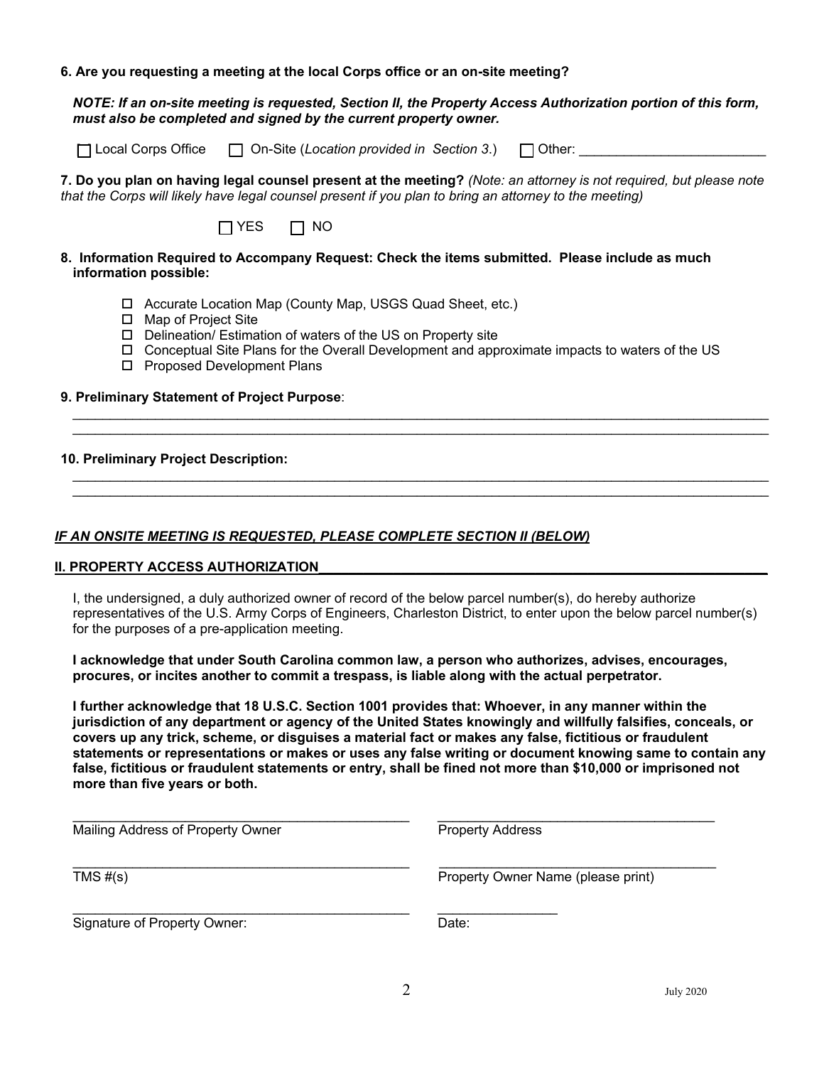**6. Are you requesting a meeting at the local Corps office or an on-site meeting?**

***NOTE: If an on-site meeting is requested, Section II, the Property Access Authorization portion of this form, must also be completed and signed by the current property owner.***

☐ Local Corps Office ☐ On-Site (*Location provided in Section 3.*) ☐ Other: ________________________

**7. Do you plan on having legal counsel present at the meeting?** *(Note: an attorney is not required, but please note that the Corps will likely have legal counsel present if you plan to bring an attorney to the meeting)*

☐ YES ☐ NO

**8. Information Required to Accompany Request: Check the items submitted. Please include as much information possible:**

- ☐ Accurate Location Map (County Map, USGS Quad Sheet, etc.)
- ☐ Map of Project Site
- ☐ Delineation/ Estimation of waters of the US on Property site
- ☐ Conceptual Site Plans for the Overall Development and approximate impacts to waters of the US
- ☐ Proposed Development Plans

**9. Preliminary Statement of Project Purpose**:

______________________________________________________________________________

______________________________________________________________________________

**10. Preliminary Project Description:**

______________________________________________________________________________

______________________________________________________________________________

***<u>IF AN ONSITE MEETING IS REQUESTED, PLEASE COMPLETE SECTION II (BELOW)</u>***

## II. PROPERTY ACCESS AUTHORIZATION

I, the undersigned, a duly authorized owner of record of the below parcel number(s), do hereby authorize representatives of the U.S. Army Corps of Engineers, Charleston District, to enter upon the below parcel number(s) for the purposes of a pre-application meeting.

**I acknowledge that under South Carolina common law, a person who authorizes, advises, encourages, procures, or incites another to commit a trespass, is liable along with the actual perpetrator.**

**I further acknowledge that 18 U.S.C. Section 1001 provides that: Whoever, in any manner within the jurisdiction of any department or agency of the United States knowingly and willfully falsifies, conceals, or covers up any trick, scheme, or disguises a material fact or makes any false, fictitious or fraudulent statements or representations or makes or uses any false writing or document knowing same to contain any false, fictitious or fraudulent statements or entry, shall be fined not more than $10,000 or imprisoned not more than five years or both.**

______________________________________________ ______________________________________

Mailing Address of Property Owner Property Address

______________________________________________ ______________________________________

TMS #(s) Property Owner Name (please print)

______________________________________________ ________________

Signature of Property Owner: Date:

July 2020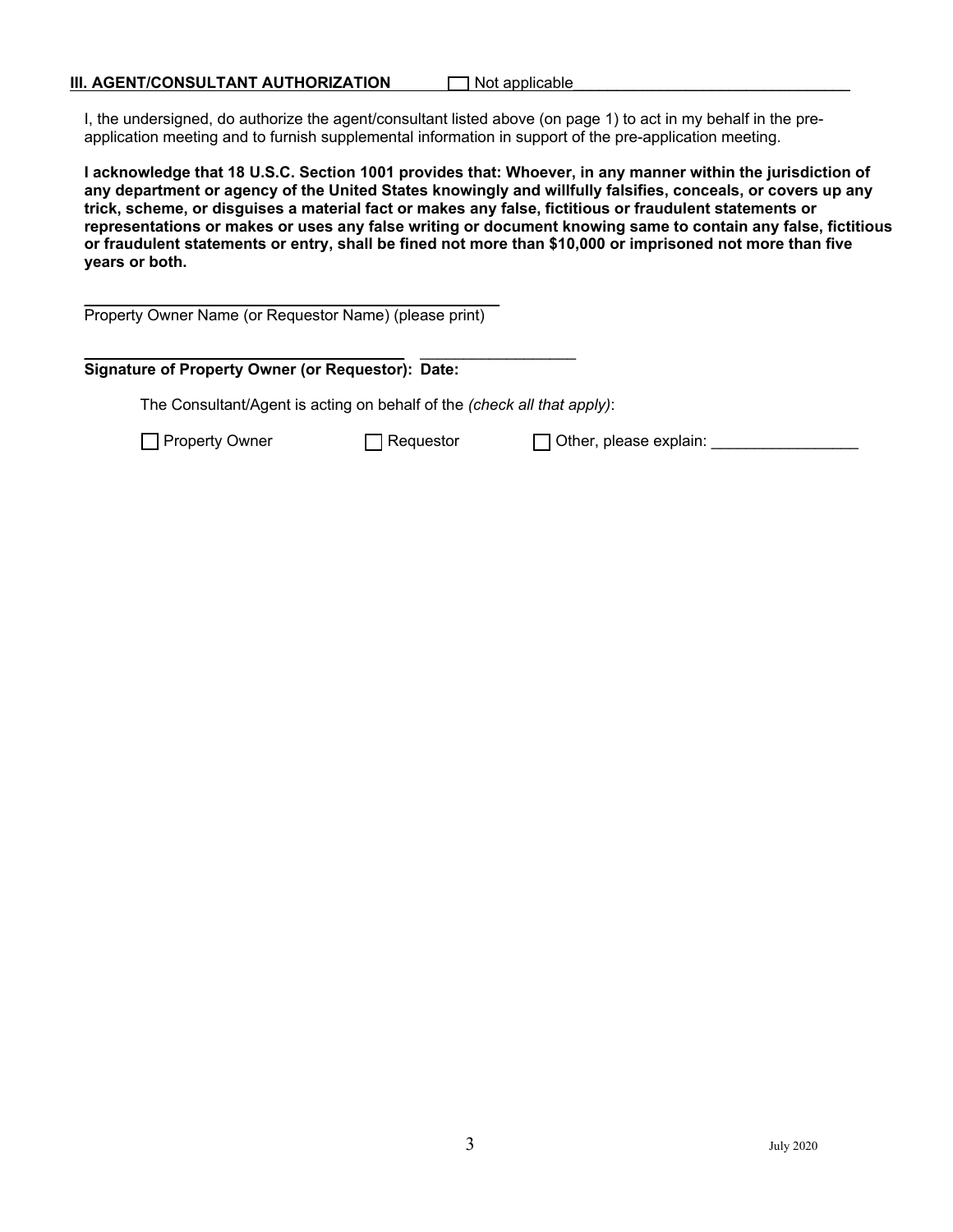### III. AGENT/CONSULTANT AUTHORIZATION ☐ Not applicable

I, the undersigned, do authorize the agent/consultant listed above (on page 1) to act in my behalf in the pre-application meeting and to furnish supplemental information in support of the pre-application meeting.

**I acknowledge that 18 U.S.C. Section 1001 provides that: Whoever, in any manner within the jurisdiction of any department or agency of the United States knowingly and willfully falsifies, conceals, or covers up any trick, scheme, or disguises a material fact or makes any false, fictitious or fraudulent statements or representations or makes or uses any false writing or document knowing same to contain any false, fictitious or fraudulent statements or entry, shall be fined not more than $10,000 or imprisoned not more than five years or both.**

______________________________________________
Property Owner Name (or Requestor Name) (please print)

___________________________________ __________________
**Signature of Property Owner (or Requestor): Date:**

The Consultant/Agent is acting on behalf of the *(check all that apply)*:

☐ Property Owner ☐ Requestor ☐ Other, please explain: ________________

July 2020